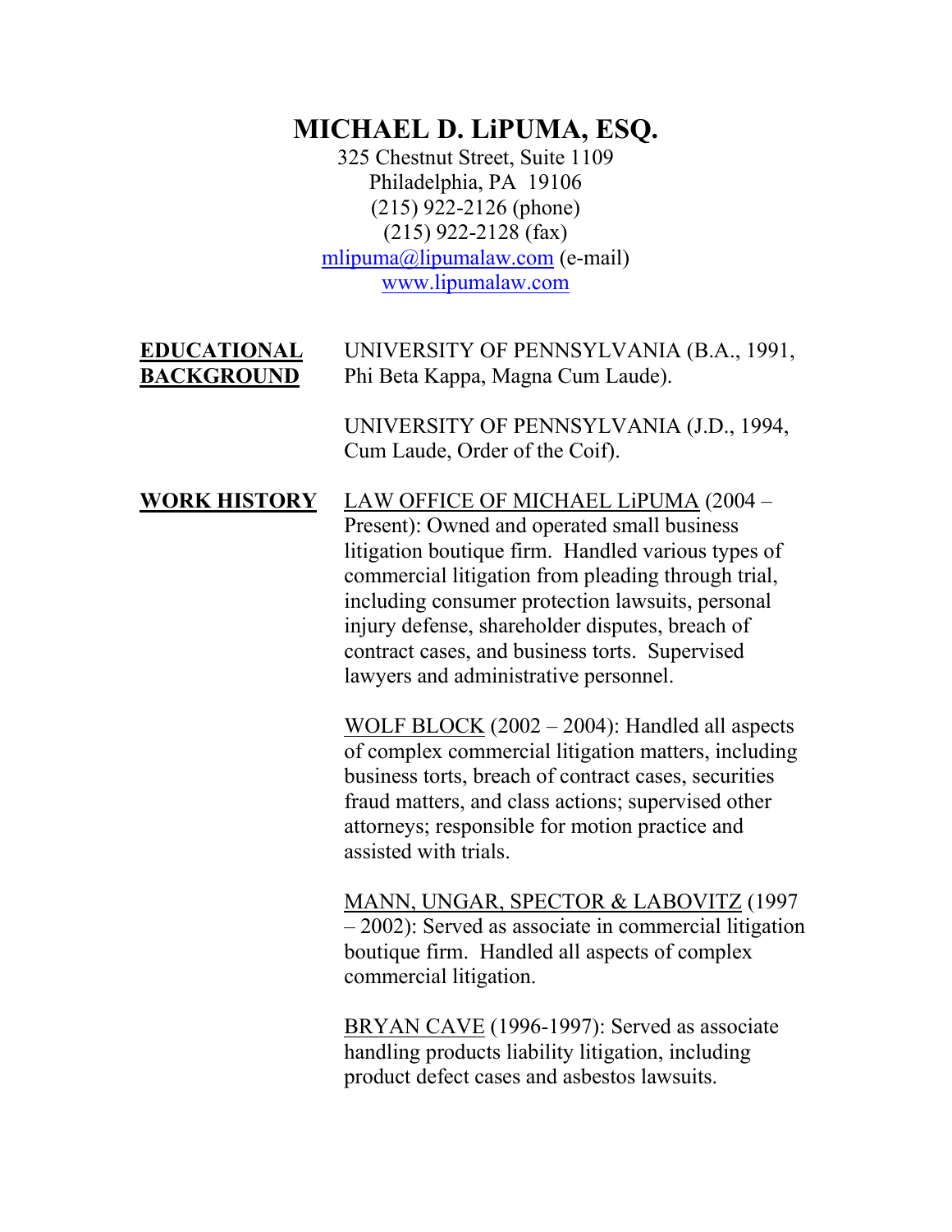# MICHAEL D. LiPUMA, ESQ.

325 Chestnut Street, Suite 1109
Philadelphia, PA 19106
(215) 922-2126 (phone)
(215) 922-2128 (fax)
mlipuma@lipumalaw.com (e-mail)
www.lipumalaw.com

## EDUCATIONAL BACKGROUND

UNIVERSITY OF PENNSYLVANIA (B.A., 1991, Phi Beta Kappa, Magna Cum Laude).

UNIVERSITY OF PENNSYLVANIA (J.D., 1994, Cum Laude, Order of the Coif).

## WORK HISTORY

LAW OFFICE OF MICHAEL LiPUMA (2004 – Present): Owned and operated small business litigation boutique firm. Handled various types of commercial litigation from pleading through trial, including consumer protection lawsuits, personal injury defense, shareholder disputes, breach of contract cases, and business torts. Supervised lawyers and administrative personnel.

WOLF BLOCK (2002 – 2004): Handled all aspects of complex commercial litigation matters, including business torts, breach of contract cases, securities fraud matters, and class actions; supervised other attorneys; responsible for motion practice and assisted with trials.

MANN, UNGAR, SPECTOR & LABOVITZ (1997 – 2002): Served as associate in commercial litigation boutique firm. Handled all aspects of complex commercial litigation.

BRYAN CAVE (1996-1997): Served as associate handling products liability litigation, including product defect cases and asbestos lawsuits.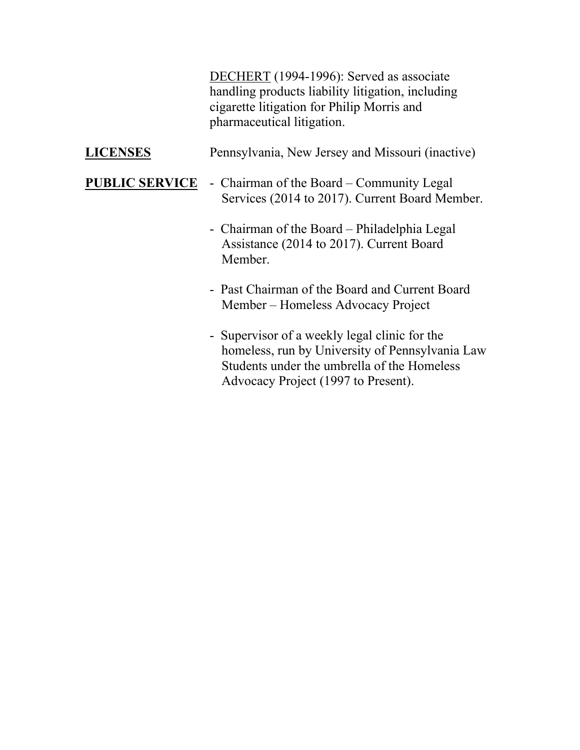DECHERT (1994-1996): Served as associate handling products liability litigation, including cigarette litigation for Philip Morris and pharmaceutical litigation.

**LICENSES**

Pennsylvania, New Jersey and Missouri (inactive)

**PUBLIC SERVICE**

- Chairman of the Board – Community Legal Services (2014 to 2017). Current Board Member.
- Chairman of the Board – Philadelphia Legal Assistance (2014 to 2017). Current Board Member.
- Past Chairman of the Board and Current Board Member – Homeless Advocacy Project
- Supervisor of a weekly legal clinic for the homeless, run by University of Pennsylvania Law Students under the umbrella of the Homeless Advocacy Project (1997 to Present).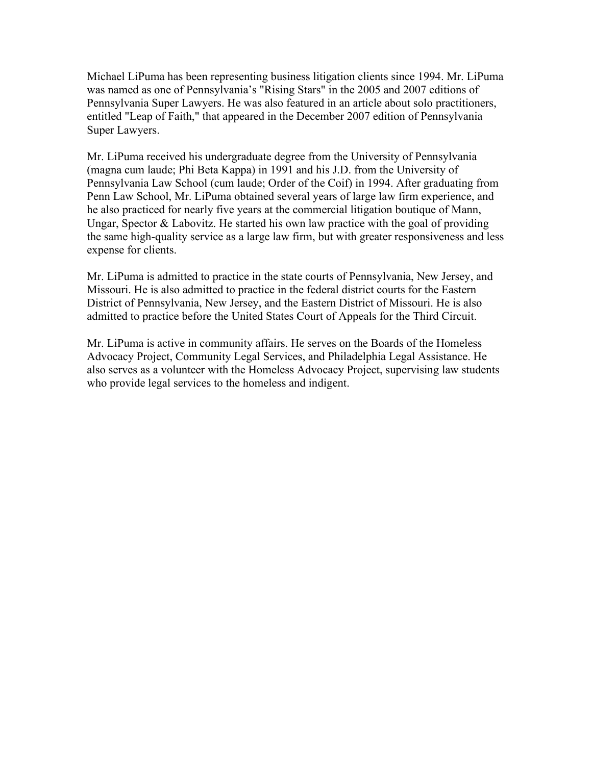Michael LiPuma has been representing business litigation clients since 1994. Mr. LiPuma was named as one of Pennsylvania's "Rising Stars" in the 2005 and 2007 editions of Pennsylvania Super Lawyers. He was also featured in an article about solo practitioners, entitled "Leap of Faith," that appeared in the December 2007 edition of Pennsylvania Super Lawyers.

Mr. LiPuma received his undergraduate degree from the University of Pennsylvania (magna cum laude; Phi Beta Kappa) in 1991 and his J.D. from the University of Pennsylvania Law School (cum laude; Order of the Coif) in 1994. After graduating from Penn Law School, Mr. LiPuma obtained several years of large law firm experience, and he also practiced for nearly five years at the commercial litigation boutique of Mann, Ungar, Spector & Labovitz. He started his own law practice with the goal of providing the same high-quality service as a large law firm, but with greater responsiveness and less expense for clients.

Mr. LiPuma is admitted to practice in the state courts of Pennsylvania, New Jersey, and Missouri. He is also admitted to practice in the federal district courts for the Eastern District of Pennsylvania, New Jersey, and the Eastern District of Missouri. He is also admitted to practice before the United States Court of Appeals for the Third Circuit.

Mr. LiPuma is active in community affairs. He serves on the Boards of the Homeless Advocacy Project, Community Legal Services, and Philadelphia Legal Assistance. He also serves as a volunteer with the Homeless Advocacy Project, supervising law students who provide legal services to the homeless and indigent.